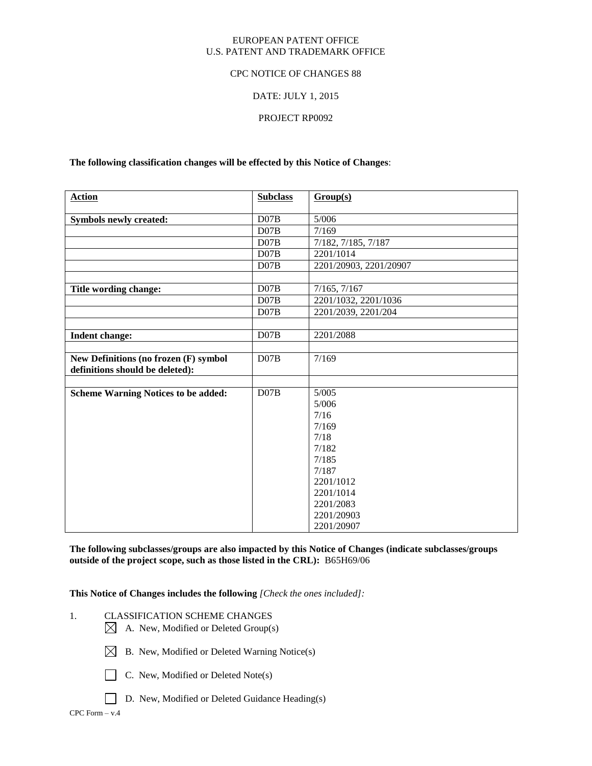EUROPEAN PATENT OFFICE
U.S. PATENT AND TRADEMARK OFFICE

CPC NOTICE OF CHANGES 88

DATE: JULY 1, 2015

PROJECT RP0092

**The following classification changes will be effected by this Notice of Changes**:

| **Action** | **Subclass** | **Group(s)** |
|---|---|---|
| **Symbols newly created:** | D07B | 5/006 |
| | D07B | 7/169 |
| | D07B | 7/182, 7/185, 7/187 |
| | D07B | 2201/1014 |
| | D07B | 2201/20903, 2201/20907 |
| | | |
| **Title wording change:** | D07B | 7/165, 7/167 |
| | D07B | 2201/1032, 2201/1036 |
| | D07B | 2201/2039, 2201/204 |
| | | |
| **Indent change:** | D07B | 2201/2088 |
| | | |
| **New Definitions (no frozen (F) symbol definitions should be deleted):** | D07B | 7/169 |
| | | |
| **Scheme Warning Notices to be added:** | D07B | 5/005<br>5/006<br>7/16<br>7/169<br>7/18<br>7/182<br>7/185<br>7/187<br>2201/1012<br>2201/1014<br>2201/2083<br>2201/20903<br>2201/20907 |

**The following subclasses/groups are also impacted by this Notice of Changes (indicate subclasses/groups outside of the project scope, such as those listed in the CRL):** B65H69/06

**This Notice of Changes includes the following** *[Check the ones included]:*

1. CLASSIFICATION SCHEME CHANGES
   - ☒ A. New, Modified or Deleted Group(s)
   - ☒ B. New, Modified or Deleted Warning Notice(s)
   - ☐ C. New, Modified or Deleted Note(s)
   - ☐ D. New, Modified or Deleted Guidance Heading(s)

CPC Form – v.4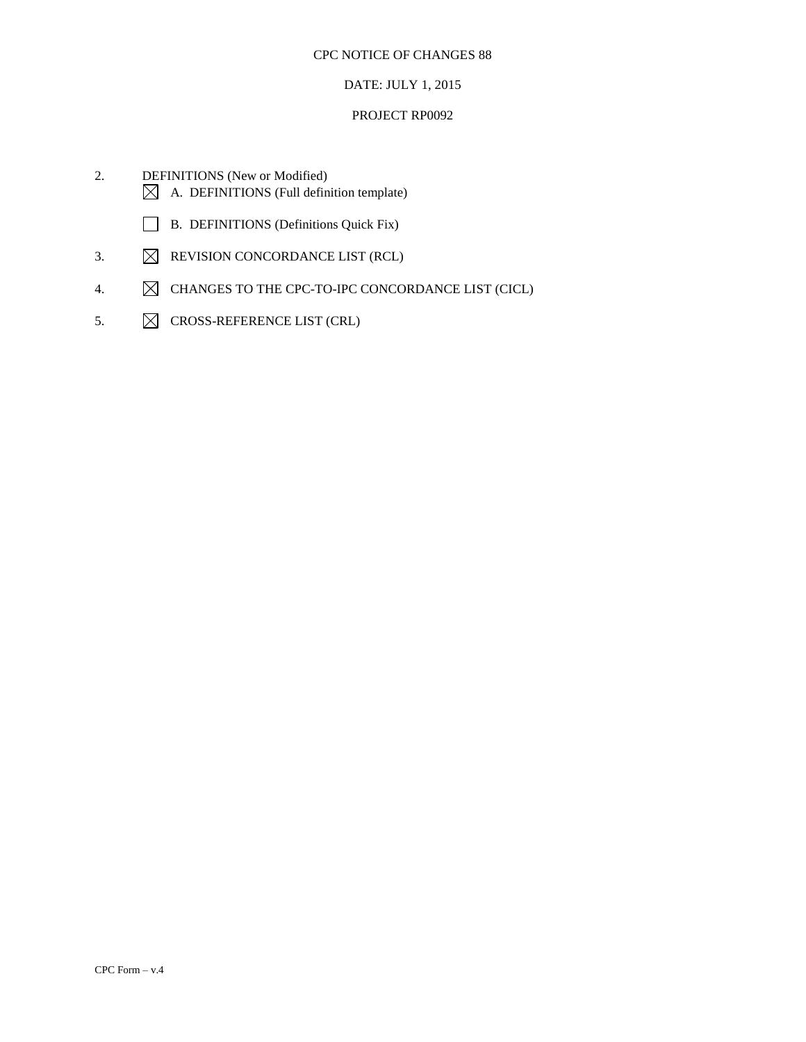CPC NOTICE OF CHANGES 88

DATE: JULY 1, 2015

PROJECT RP0092

2. DEFINITIONS (New or Modified)
   - ☒ A. DEFINITIONS (Full definition template)
   - ☐ B. DEFINITIONS (Definitions Quick Fix)
3. ☒ REVISION CONCORDANCE LIST (RCL)
4. ☒ CHANGES TO THE CPC-TO-IPC CONCORDANCE LIST (CICL)
5. ☒ CROSS-REFERENCE LIST (CRL)

CPC Form – v.4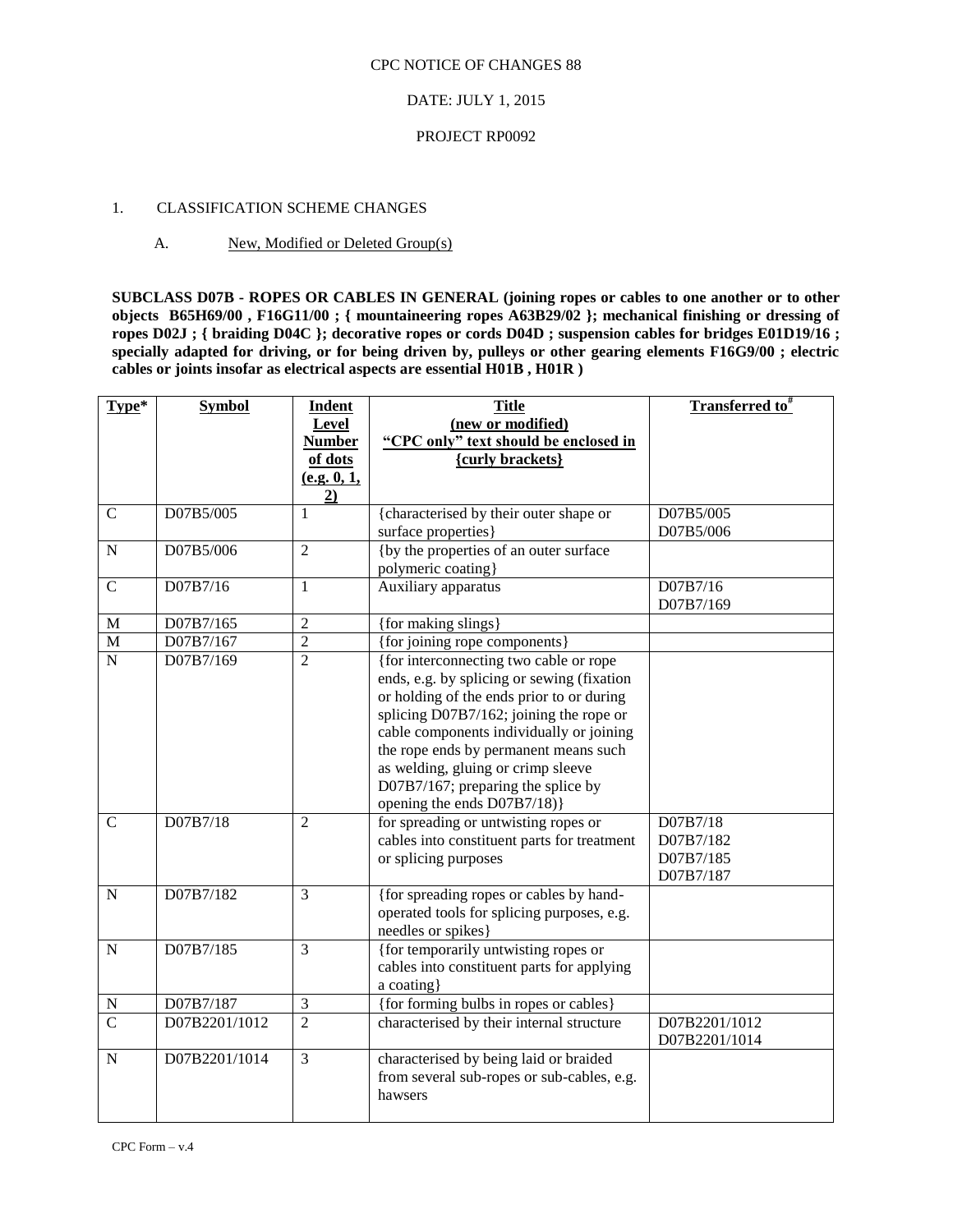CPC NOTICE OF CHANGES 88

DATE: JULY 1, 2015

PROJECT RP0092

1. CLASSIFICATION SCHEME CHANGES

A. New, Modified or Deleted Group(s)

**SUBCLASS D07B - ROPES OR CABLES IN GENERAL (joining ropes or cables to one another or to other objects B65H69/00 , F16G11/00 ; { mountaineering ropes A63B29/02 }; mechanical finishing or dressing of ropes D02J ; { braiding D04C }; decorative ropes or cords D04D ; suspension cables for bridges E01D19/16 ; specially adapted for driving, or for being driven by, pulleys or other gearing elements F16G9/00 ; electric cables or joints insofar as electrical aspects are essential H01B , H01R )**

| Type* | Symbol | Indent Level Number of dots (e.g. 0, 1, 2) | Title (new or modified) "CPC only" text should be enclosed in {curly brackets} | Transferred to# |
|---|---|---|---|---|
| C | D07B5/005 | 1 | {characterised by their outer shape or surface properties} | D07B5/005 D07B5/006 |
| N | D07B5/006 | 2 | {by the properties of an outer surface polymeric coating} | |
| C | D07B7/16 | 1 | Auxiliary apparatus | D07B7/16 D07B7/169 |
| M | D07B7/165 | 2 | {for making slings} | |
| M | D07B7/167 | 2 | {for joining rope components} | |
| N | D07B7/169 | 2 | {for interconnecting two cable or rope ends, e.g. by splicing or sewing (fixation or holding of the ends prior to or during splicing D07B7/162; joining the rope or cable components individually or joining the rope ends by permanent means such as welding, gluing or crimp sleeve D07B7/167; preparing the splice by opening the ends D07B7/18)} | |
| C | D07B7/18 | 2 | for spreading or untwisting ropes or cables into constituent parts for treatment or splicing purposes | D07B7/18 D07B7/182 D07B7/185 D07B7/187 |
| N | D07B7/182 | 3 | {for spreading ropes or cables by hand-operated tools for splicing purposes, e.g. needles or spikes} | |
| N | D07B7/185 | 3 | {for temporarily untwisting ropes or cables into constituent parts for applying a coating} | |
| N | D07B7/187 | 3 | {for forming bulbs in ropes or cables} | |
| C | D07B2201/1012 | 2 | characterised by their internal structure | D07B2201/1012 D07B2201/1014 |
| N | D07B2201/1014 | 3 | characterised by being laid or braided from several sub-ropes or sub-cables, e.g. hawsers | |

CPC Form – v.4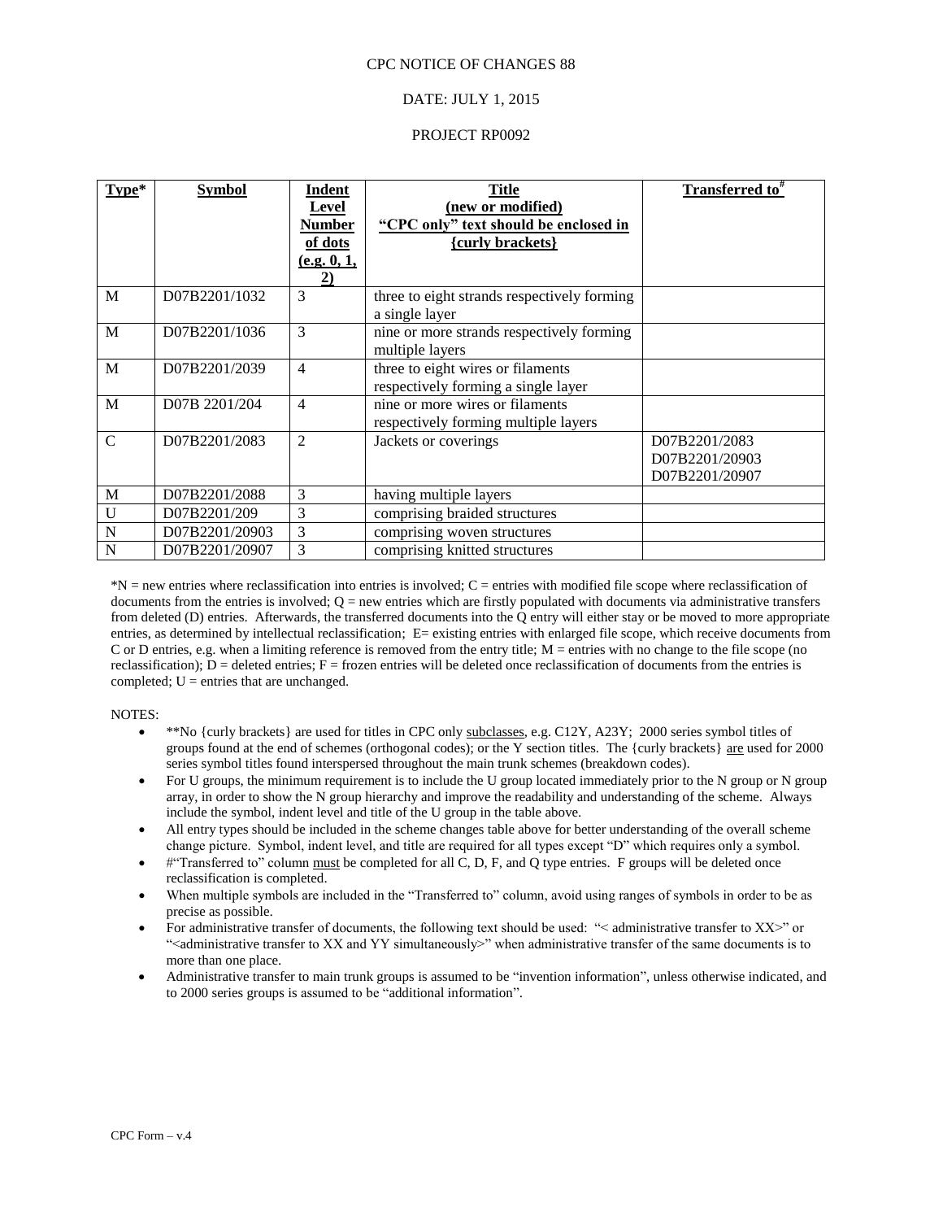CPC NOTICE OF CHANGES 88

DATE: JULY 1, 2015

PROJECT RP0092

| Type* | Symbol | Indent Level Number of dots (e.g. 0, 1, 2) | Title (new or modified) "CPC only" text should be enclosed in {curly brackets} | Transferred to# |
|---|---|---|---|---|
| M | D07B2201/1032 | 3 | three to eight strands respectively forming a single layer | |
| M | D07B2201/1036 | 3 | nine or more strands respectively forming multiple layers | |
| M | D07B2201/2039 | 4 | three to eight wires or filaments respectively forming a single layer | |
| M | D07B 2201/204 | 4 | nine or more wires or filaments respectively forming multiple layers | |
| C | D07B2201/2083 | 2 | Jackets or coverings | D07B2201/2083 D07B2201/20903 D07B2201/20907 |
| M | D07B2201/2088 | 3 | having multiple layers | |
| U | D07B2201/209 | 3 | comprising braided structures | |
| N | D07B2201/20903 | 3 | comprising woven structures | |
| N | D07B2201/20907 | 3 | comprising knitted structures | |

*N = new entries where reclassification into entries is involved; C = entries with modified file scope where reclassification of documents from the entries is involved; Q = new entries which are firstly populated with documents via administrative transfers from deleted (D) entries. Afterwards, the transferred documents into the Q entry will either stay or be moved to more appropriate entries, as determined by intellectual reclassification; E= existing entries with enlarged file scope, which receive documents from C or D entries, e.g. when a limiting reference is removed from the entry title; M = entries with no change to the file scope (no reclassification); D = deleted entries; F = frozen entries will be deleted once reclassification of documents from the entries is completed; U = entries that are unchanged.

NOTES:

- **No {curly brackets} are used for titles in CPC only subclasses, e.g. C12Y, A23Y; 2000 series symbol titles of groups found at the end of schemes (orthogonal codes); or the Y section titles. The {curly brackets} are used for 2000 series symbol titles found interspersed throughout the main trunk schemes (breakdown codes).
- For U groups, the minimum requirement is to include the U group located immediately prior to the N group or N group array, in order to show the N group hierarchy and improve the readability and understanding of the scheme. Always include the symbol, indent level and title of the U group in the table above.
- All entry types should be included in the scheme changes table above for better understanding of the overall scheme change picture. Symbol, indent level, and title are required for all types except "D" which requires only a symbol.
- #"Transferred to" column must be completed for all C, D, F, and Q type entries. F groups will be deleted once reclassification is completed.
- When multiple symbols are included in the "Transferred to" column, avoid using ranges of symbols in order to be as precise as possible.
- For administrative transfer of documents, the following text should be used: "< administrative transfer to XX>" or "<administrative transfer to XX and YY simultaneously>" when administrative transfer of the same documents is to more than one place.
- Administrative transfer to main trunk groups is assumed to be "invention information", unless otherwise indicated, and to 2000 series groups is assumed to be "additional information".

CPC Form – v.4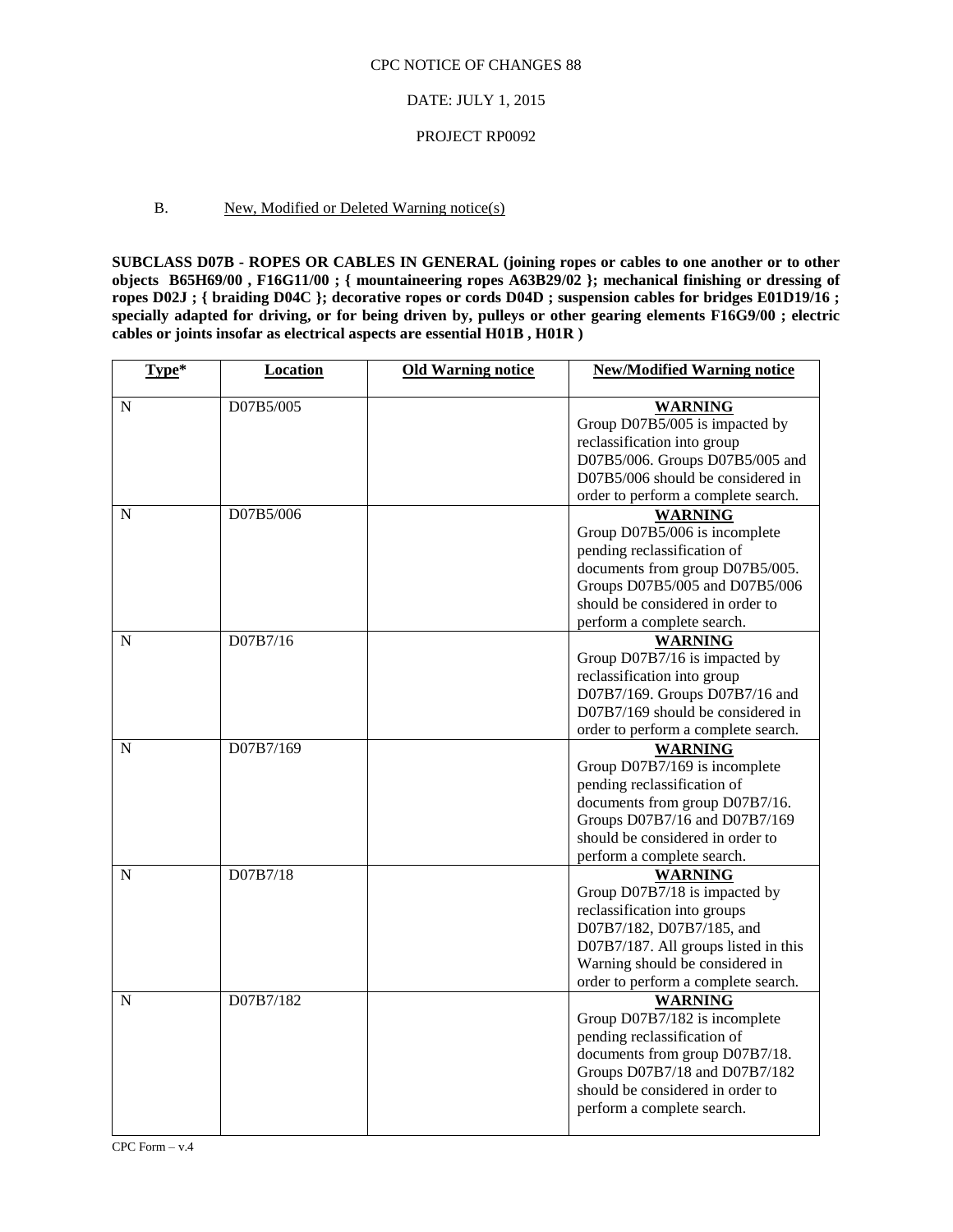CPC NOTICE OF CHANGES 88

DATE: JULY 1, 2015

PROJECT RP0092

B. New, Modified or Deleted Warning notice(s)

**SUBCLASS D07B - ROPES OR CABLES IN GENERAL (joining ropes or cables to one another or to other objects B65H69/00 , F16G11/00 ; { mountaineering ropes A63B29/02 }; mechanical finishing or dressing of ropes D02J ; { braiding D04C }; decorative ropes or cords D04D ; suspension cables for bridges E01D19/16 ; specially adapted for driving, or for being driven by, pulleys or other gearing elements F16G9/00 ; electric cables or joints insofar as electrical aspects are essential H01B , H01R )**

| Type* | Location | Old Warning notice | New/Modified Warning notice |
|---|---|---|---|
| N | D07B5/005 | | **WARNING** Group D07B5/005 is impacted by reclassification into group D07B5/006. Groups D07B5/005 and D07B5/006 should be considered in order to perform a complete search. |
| N | D07B5/006 | | **WARNING** Group D07B5/006 is incomplete pending reclassification of documents from group D07B5/005. Groups D07B5/005 and D07B5/006 should be considered in order to perform a complete search. |
| N | D07B7/16 | | **WARNING** Group D07B7/16 is impacted by reclassification into group D07B7/169. Groups D07B7/16 and D07B7/169 should be considered in order to perform a complete search. |
| N | D07B7/169 | | **WARNING** Group D07B7/169 is incomplete pending reclassification of documents from group D07B7/16. Groups D07B7/16 and D07B7/169 should be considered in order to perform a complete search. |
| N | D07B7/18 | | **WARNING** Group D07B7/18 is impacted by reclassification into groups D07B7/182, D07B7/185, and D07B7/187. All groups listed in this Warning should be considered in order to perform a complete search. |
| N | D07B7/182 | | **WARNING** Group D07B7/182 is incomplete pending reclassification of documents from group D07B7/18. Groups D07B7/18 and D07B7/182 should be considered in order to perform a complete search. |

CPC Form – v.4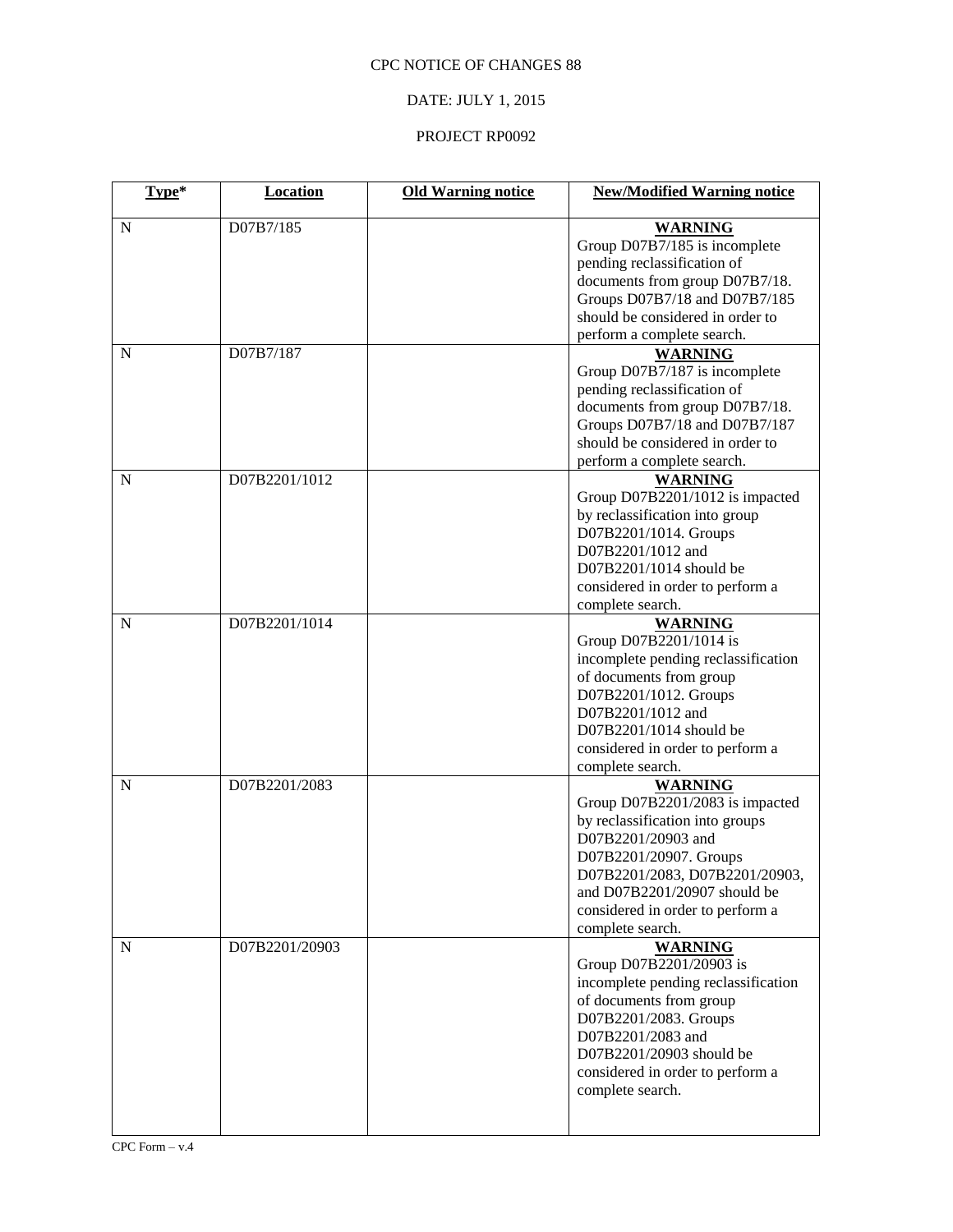CPC NOTICE OF CHANGES 88

DATE: JULY 1, 2015

PROJECT RP0092

| **Type*** | **Location** | **Old Warning notice** | **New/Modified Warning notice** |
|---|---|---|---|
| N | D07B7/185 | | **WARNING** Group D07B7/185 is incomplete pending reclassification of documents from group D07B7/18. Groups D07B7/18 and D07B7/185 should be considered in order to perform a complete search. |
| N | D07B7/187 | | **WARNING** Group D07B7/187 is incomplete pending reclassification of documents from group D07B7/18. Groups D07B7/18 and D07B7/187 should be considered in order to perform a complete search. |
| N | D07B2201/1012 | | **WARNING** Group D07B2201/1012 is impacted by reclassification into group D07B2201/1014. Groups D07B2201/1012 and D07B2201/1014 should be considered in order to perform a complete search. |
| N | D07B2201/1014 | | **WARNING** Group D07B2201/1014 is incomplete pending reclassification of documents from group D07B2201/1012. Groups D07B2201/1012 and D07B2201/1014 should be considered in order to perform a complete search. |
| N | D07B2201/2083 | | **WARNING** Group D07B2201/2083 is impacted by reclassification into groups D07B2201/20903 and D07B2201/20907. Groups D07B2201/2083, D07B2201/20903, and D07B2201/20907 should be considered in order to perform a complete search. |
| N | D07B2201/20903 | | **WARNING** Group D07B2201/20903 is incomplete pending reclassification of documents from group D07B2201/2083. Groups D07B2201/2083 and D07B2201/20903 should be considered in order to perform a complete search. |

CPC Form – v.4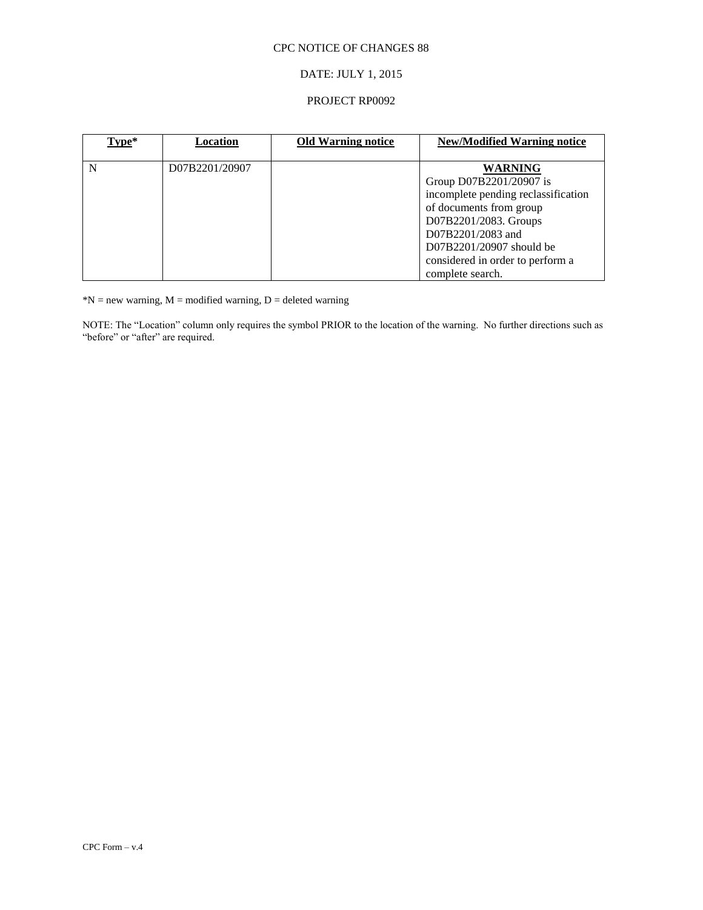CPC NOTICE OF CHANGES 88

DATE: JULY 1, 2015

PROJECT RP0092

| Type* | Location | Old Warning notice | New/Modified Warning notice |
|---|---|---|---|
| N | D07B2201/20907 | | **WARNING** Group D07B2201/20907 is incomplete pending reclassification of documents from group D07B2201/2083. Groups D07B2201/2083 and D07B2201/20907 should be considered in order to perform a complete search. |

*N = new warning, M = modified warning, D = deleted warning

NOTE: The "Location" column only requires the symbol PRIOR to the location of the warning. No further directions such as "before" or "after" are required.

CPC Form – v.4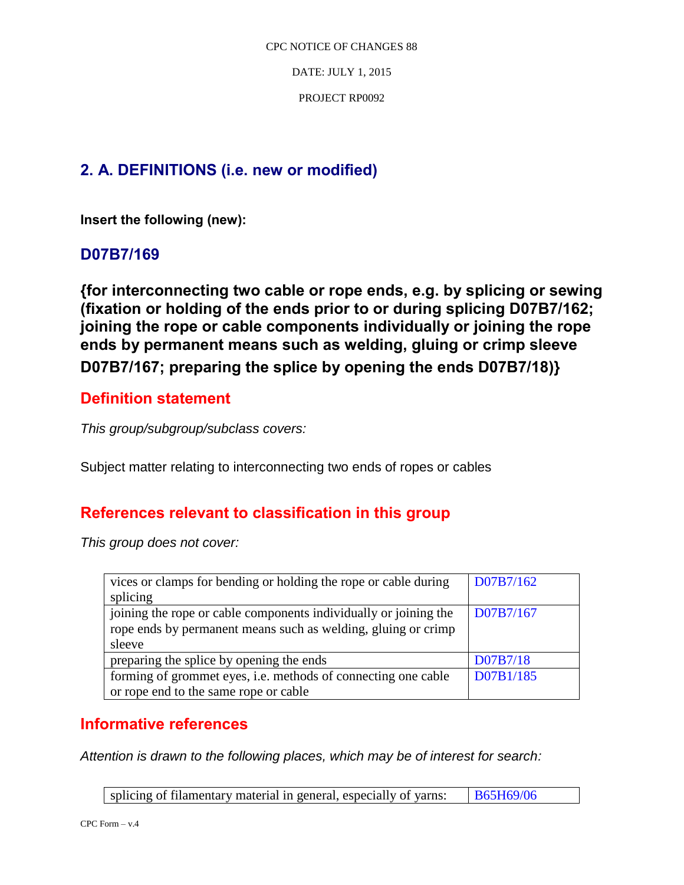## 2. A. DEFINITIONS (i.e. new or modified)

**Insert the following (new):**

### D07B7/169

### {for interconnecting two cable or rope ends, e.g. by splicing or sewing (fixation or holding of the ends prior to or during splicing D07B7/162; joining the rope or cable components individually or joining the rope ends by permanent means such as welding, gluing or crimp sleeve D07B7/167; preparing the splice by opening the ends D07B7/18)}

### Definition statement

*This group/subgroup/subclass covers:*

Subject matter relating to interconnecting two ends of ropes or cables

### References relevant to classification in this group

*This group does not cover:*

| | |
|---|---|
| vices or clamps for bending or holding the rope or cable during splicing | D07B7/162 |
| joining the rope or cable components individually or joining the rope ends by permanent means such as welding, gluing or crimp sleeve | D07B7/167 |
| preparing the splice by opening the ends | D07B7/18 |
| forming of grommet eyes, i.e. methods of connecting one cable or rope end to the same rope or cable | D07B1/185 |

### Informative references

*Attention is drawn to the following places, which may be of interest for search:*

| | |
|---|---|
| splicing of filamentary material in general, especially of yarns: | B65H69/06 |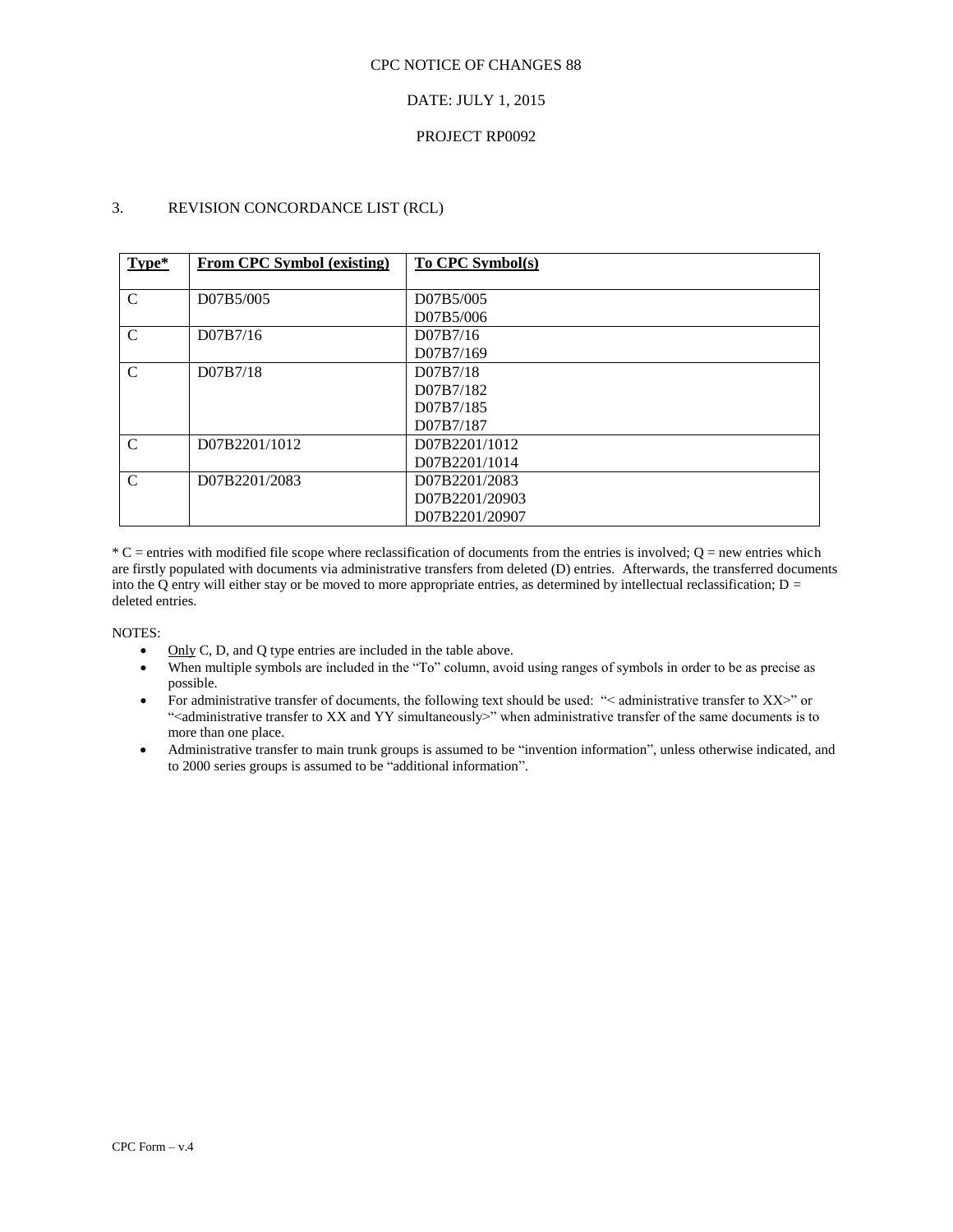CPC NOTICE OF CHANGES 88

DATE: JULY 1, 2015

PROJECT RP0092

## 3. REVISION CONCORDANCE LIST (RCL)

| Type* | From CPC Symbol (existing) | To CPC Symbol(s) |
|---|---|---|
| C | D07B5/005 | D07B5/005<br>D07B5/006 |
| C | D07B7/16 | D07B7/16<br>D07B7/169 |
| C | D07B7/18 | D07B7/18<br>D07B7/182<br>D07B7/185<br>D07B7/187 |
| C | D07B2201/1012 | D07B2201/1012<br>D07B2201/1014 |
| C | D07B2201/2083 | D07B2201/2083<br>D07B2201/20903<br>D07B2201/20907 |

* C = entries with modified file scope where reclassification of documents from the entries is involved; Q = new entries which are firstly populated with documents via administrative transfers from deleted (D) entries. Afterwards, the transferred documents into the Q entry will either stay or be moved to more appropriate entries, as determined by intellectual reclassification; D = deleted entries.

NOTES:

- Only C, D, and Q type entries are included in the table above.
- When multiple symbols are included in the "To" column, avoid using ranges of symbols in order to be as precise as possible.
- For administrative transfer of documents, the following text should be used: "< administrative transfer to XX>" or "<administrative transfer to XX and YY simultaneously>" when administrative transfer of the same documents is to more than one place.
- Administrative transfer to main trunk groups is assumed to be "invention information", unless otherwise indicated, and to 2000 series groups is assumed to be "additional information".

CPC Form – v.4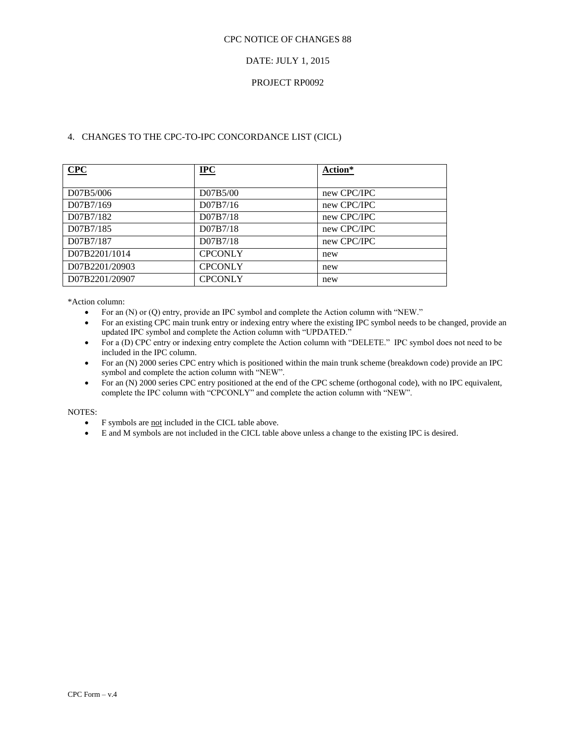CPC NOTICE OF CHANGES 88

DATE: JULY 1, 2015

PROJECT RP0092

## 4. CHANGES TO THE CPC-TO-IPC CONCORDANCE LIST (CICL)

| CPC | IPC | Action* |
|---|---|---|
| D07B5/006 | D07B5/00 | new CPC/IPC |
| D07B7/169 | D07B7/16 | new CPC/IPC |
| D07B7/182 | D07B7/18 | new CPC/IPC |
| D07B7/185 | D07B7/18 | new CPC/IPC |
| D07B7/187 | D07B7/18 | new CPC/IPC |
| D07B2201/1014 | CPCONLY | new |
| D07B2201/20903 | CPCONLY | new |
| D07B2201/20907 | CPCONLY | new |

*Action column:

- For an (N) or (Q) entry, provide an IPC symbol and complete the Action column with "NEW."
- For an existing CPC main trunk entry or indexing entry where the existing IPC symbol needs to be changed, provide an updated IPC symbol and complete the Action column with "UPDATED."
- For a (D) CPC entry or indexing entry complete the Action column with "DELETE." IPC symbol does not need to be included in the IPC column.
- For an (N) 2000 series CPC entry which is positioned within the main trunk scheme (breakdown code) provide an IPC symbol and complete the action column with "NEW".
- For an (N) 2000 series CPC entry positioned at the end of the CPC scheme (orthogonal code), with no IPC equivalent, complete the IPC column with "CPCONLY" and complete the action column with "NEW".

NOTES:

- F symbols are not included in the CICL table above.
- E and M symbols are not included in the CICL table above unless a change to the existing IPC is desired.

CPC Form – v.4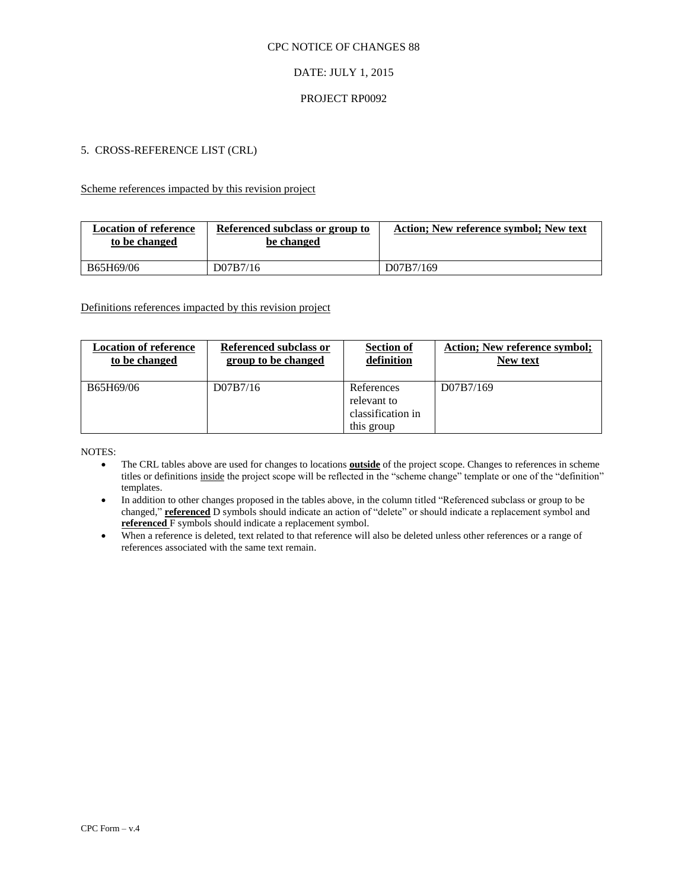CPC NOTICE OF CHANGES 88

DATE: JULY 1, 2015

PROJECT RP0092

5. CROSS-REFERENCE LIST (CRL)

Scheme references impacted by this revision project

| **Location of reference to be changed** | **Referenced subclass or group to be changed** | **Action; New reference symbol; New text** |
|---|---|---|
| B65H69/06 | D07B7/16 | D07B7/169 |

Definitions references impacted by this revision project

| **Location of reference to be changed** | **Referenced subclass or group to be changed** | **Section of definition** | **Action; New reference symbol; New text** |
|---|---|---|---|
| B65H69/06 | D07B7/16 | References relevant to classification in this group | D07B7/169 |

NOTES:

- The CRL tables above are used for changes to locations **outside** of the project scope. Changes to references in scheme titles or definitions inside the project scope will be reflected in the "scheme change" template or one of the "definition" templates.
- In addition to other changes proposed in the tables above, in the column titled "Referenced subclass or group to be changed," **referenced** D symbols should indicate an action of "delete" or should indicate a replacement symbol and **referenced** F symbols should indicate a replacement symbol.
- When a reference is deleted, text related to that reference will also be deleted unless other references or a range of references associated with the same text remain.

CPC Form – v.4